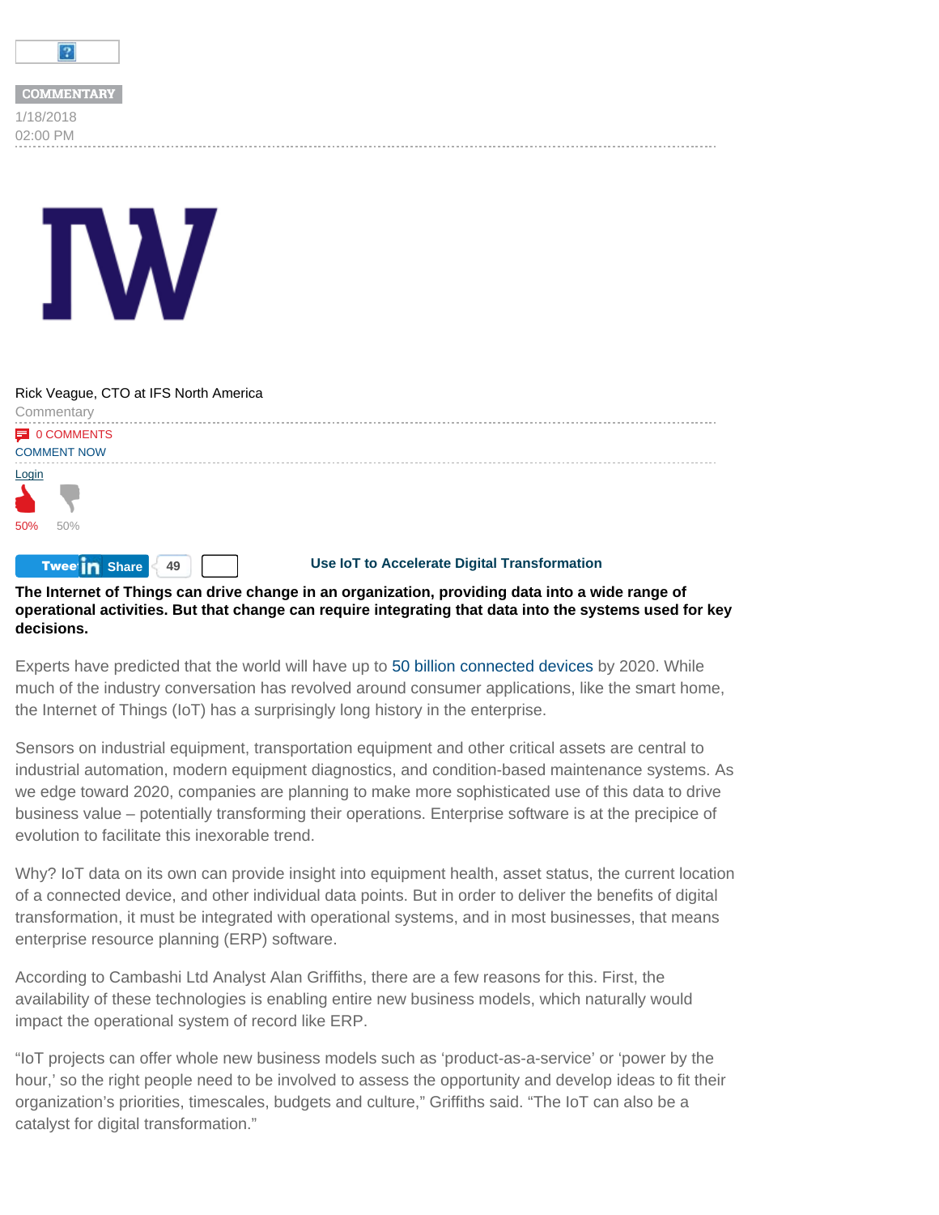COMMENTARY

1/18/2018
02:00 PM

Rick Veague, CTO at IFS North America

Commentary

0 COMMENTS

COMMENT NOW

Login

50% 50%

Tweet Share 49

# Use IoT to Accelerate Digital Transformation

**The Internet of Things can drive change in an organization, providing data into a wide range of operational activities. But that change can require integrating that data into the systems used for key decisions.**

Experts have predicted that the world will have up to 50 billion connected devices by 2020. While much of the industry conversation has revolved around consumer applications, like the smart home, the Internet of Things (IoT) has a surprisingly long history in the enterprise.

Sensors on industrial equipment, transportation equipment and other critical assets are central to industrial automation, modern equipment diagnostics, and condition-based maintenance systems. As we edge toward 2020, companies are planning to make more sophisticated use of this data to drive business value – potentially transforming their operations. Enterprise software is at the precipice of evolution to facilitate this inexorable trend.

Why? IoT data on its own can provide insight into equipment health, asset status, the current location of a connected device, and other individual data points. But in order to deliver the benefits of digital transformation, it must be integrated with operational systems, and in most businesses, that means enterprise resource planning (ERP) software.

According to Cambashi Ltd Analyst Alan Griffiths, there are a few reasons for this. First, the availability of these technologies is enabling entire new business models, which naturally would impact the operational system of record like ERP.

"IoT projects can offer whole new business models such as 'product-as-a-service' or 'power by the hour,' so the right people need to be involved to assess the opportunity and develop ideas to fit their organization's priorities, timescales, budgets and culture," Griffiths said. "The IoT can also be a catalyst for digital transformation."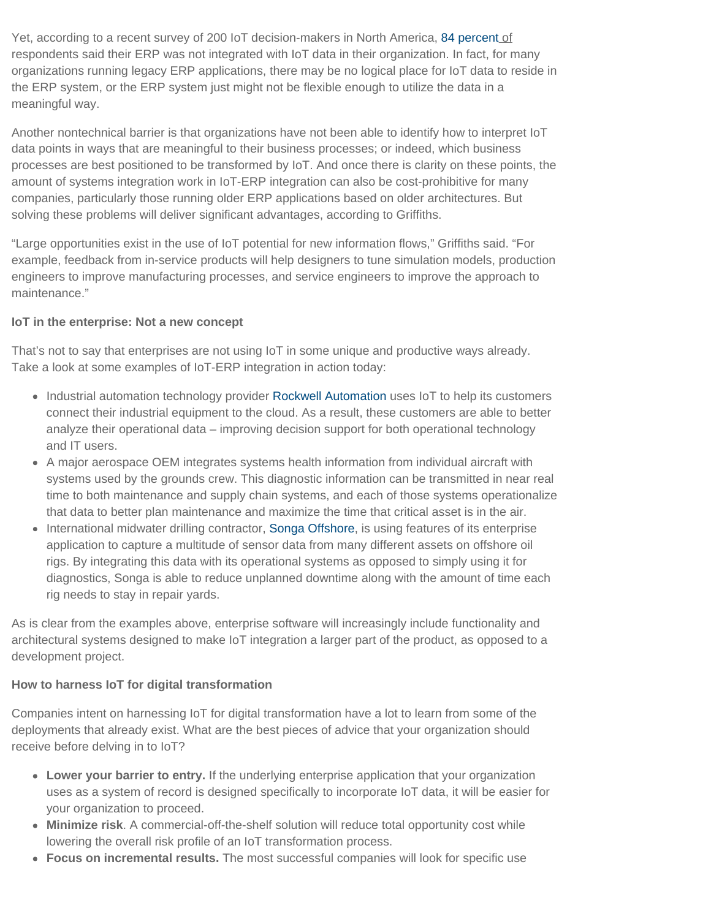Yet, according to a recent survey of 200 IoT decision-makers in North America, 84 percent of respondents said their ERP was not integrated with IoT data in their organization. In fact, for many organizations running legacy ERP applications, there may be no logical place for IoT data to reside in the ERP system, or the ERP system just might not be flexible enough to utilize the data in a meaningful way.

Another nontechnical barrier is that organizations have not been able to identify how to interpret IoT data points in ways that are meaningful to their business processes; or indeed, which business processes are best positioned to be transformed by IoT. And once there is clarity on these points, the amount of systems integration work in IoT-ERP integration can also be cost-prohibitive for many companies, particularly those running older ERP applications based on older architectures. But solving these problems will deliver significant advantages, according to Griffiths.

“Large opportunities exist in the use of IoT potential for new information flows,” Griffiths said. “For example, feedback from in-service products will help designers to tune simulation models, production engineers to improve manufacturing processes, and service engineers to improve the approach to maintenance.”

**IoT in the enterprise: Not a new concept**

That’s not to say that enterprises are not using IoT in some unique and productive ways already. Take a look at some examples of IoT-ERP integration in action today:

- Industrial automation technology provider Rockwell Automation uses IoT to help its customers connect their industrial equipment to the cloud. As a result, these customers are able to better analyze their operational data – improving decision support for both operational technology and IT users.
- A major aerospace OEM integrates systems health information from individual aircraft with systems used by the grounds crew. This diagnostic information can be transmitted in near real time to both maintenance and supply chain systems, and each of those systems operationalize that data to better plan maintenance and maximize the time that critical asset is in the air.
- International midwater drilling contractor, Songa Offshore, is using features of its enterprise application to capture a multitude of sensor data from many different assets on offshore oil rigs. By integrating this data with its operational systems as opposed to simply using it for diagnostics, Songa is able to reduce unplanned downtime along with the amount of time each rig needs to stay in repair yards.

As is clear from the examples above, enterprise software will increasingly include functionality and architectural systems designed to make IoT integration a larger part of the product, as opposed to a development project.

**How to harness IoT for digital transformation**

Companies intent on harnessing IoT for digital transformation have a lot to learn from some of the deployments that already exist. What are the best pieces of advice that your organization should receive before delving in to IoT?

- **Lower your barrier to entry.** If the underlying enterprise application that your organization uses as a system of record is designed specifically to incorporate IoT data, it will be easier for your organization to proceed.
- **Minimize risk**. A commercial-off-the-shelf solution will reduce total opportunity cost while lowering the overall risk profile of an IoT transformation process.
- **Focus on incremental results.** The most successful companies will look for specific use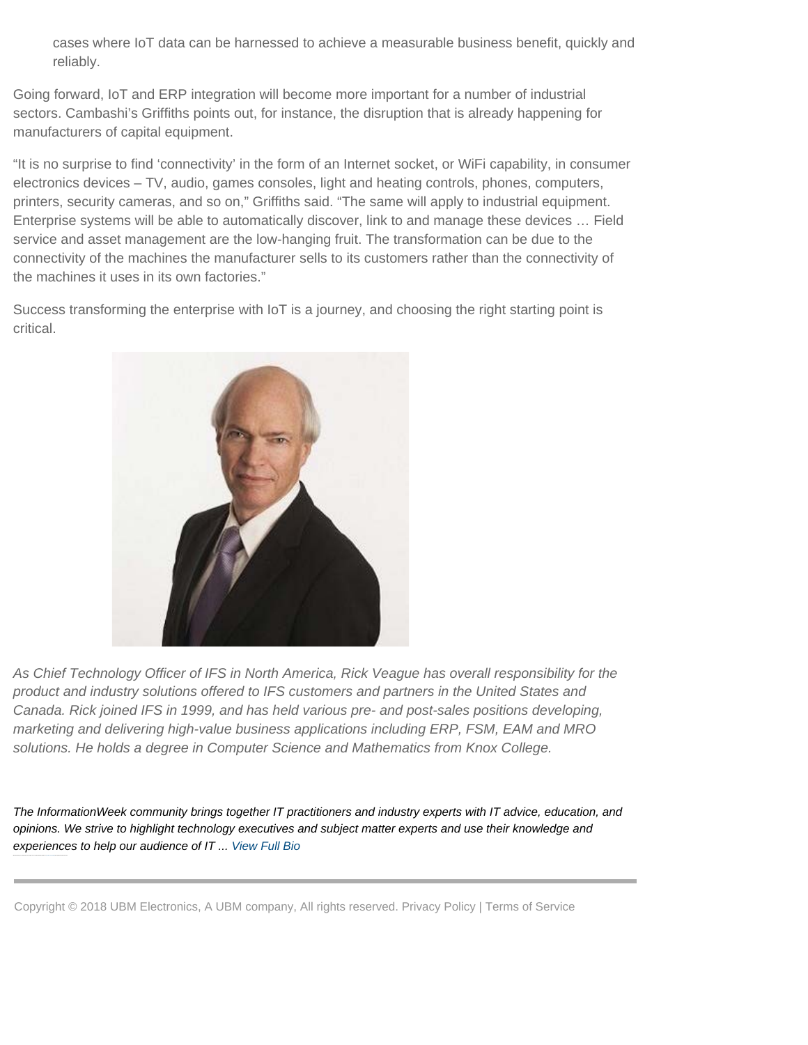cases where IoT data can be harnessed to achieve a measurable business benefit, quickly and reliably.

Going forward, IoT and ERP integration will become more important for a number of industrial sectors. Cambashi's Griffiths points out, for instance, the disruption that is already happening for manufacturers of capital equipment.

"It is no surprise to find 'connectivity' in the form of an Internet socket, or WiFi capability, in consumer electronics devices – TV, audio, games consoles, light and heating controls, phones, computers, printers, security cameras, and so on," Griffiths said. "The same will apply to industrial equipment. Enterprise systems will be able to automatically discover, link to and manage these devices … Field service and asset management are the low-hanging fruit. The transformation can be due to the connectivity of the machines the manufacturer sells to its customers rather than the connectivity of the machines it uses in its own factories."

Success transforming the enterprise with IoT is a journey, and choosing the right starting point is critical.

*As Chief Technology Officer of IFS in North America, Rick Veague has overall responsibility for the product and industry solutions offered to IFS customers and partners in the United States and Canada. Rick joined IFS in 1999, and has held various pre- and post-sales positions developing, marketing and delivering high-value business applications including ERP, FSM, EAM and MRO solutions. He holds a degree in Computer Science and Mathematics from Knox College.*

*The InformationWeek community brings together IT practitioners and industry experts with IT advice, education, and opinions. We strive to highlight technology executives and subject matter experts and use their knowledge and experiences to help our audience of IT ...* *View Full Bio*

Copyright © 2018 UBM Electronics, A UBM company, All rights reserved. Privacy Policy | Terms of Service